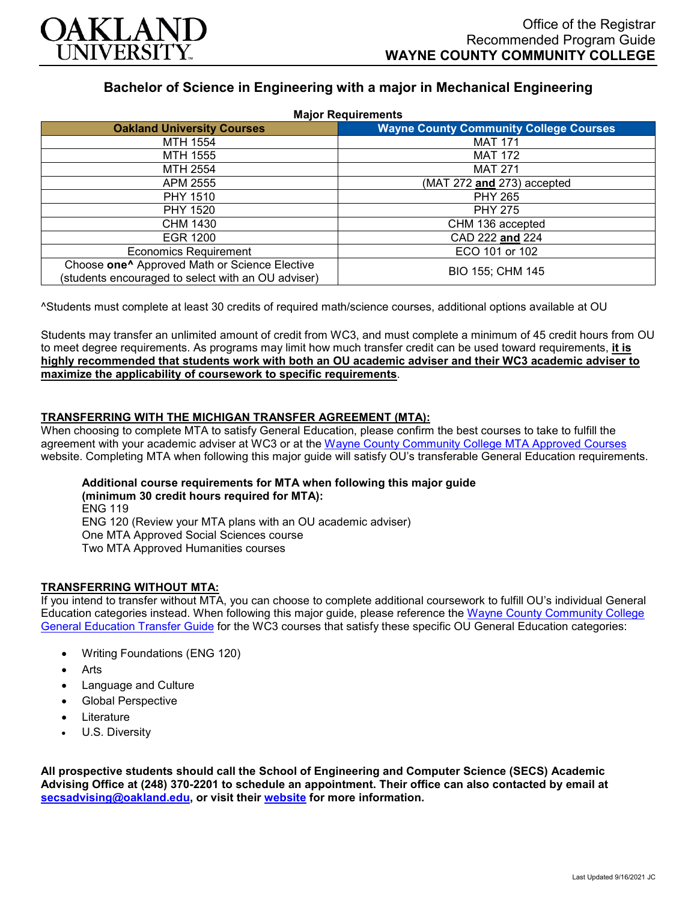OAKLAND UNIVERSITY

Office of the Registrar
Recommended Program Guide
**WAYNE COUNTY COMMUNITY COLLEGE**

## Bachelor of Science in Engineering with a major in Mechanical Engineering

**Major Requirements**

| Oakland University Courses | Wayne County Community College Courses |
|---|---|
| MTH 1554 | MAT 171 |
| MTH 1555 | MAT 172 |
| MTH 2554 | MAT 271 |
| APM 2555 | (MAT 272 **and** 273) accepted |
| PHY 1510 | PHY 265 |
| PHY 1520 | PHY 275 |
| CHM 1430 | CHM 136 accepted |
| EGR 1200 | CAD 222 **and** 224 |
| Economics Requirement | ECO 101 or 102 |
| Choose **one^** Approved Math or Science Elective (students encouraged to select with an OU adviser) | BIO 155; CHM 145 |

^Students must complete at least 30 credits of required math/science courses, additional options available at OU

Students may transfer an unlimited amount of credit from WC3, and must complete a minimum of 45 credit hours from OU to meet degree requirements. As programs may limit how much transfer credit can be used toward requirements, **it is highly recommended that students work with both an OU academic adviser and their WC3 academic adviser to maximize the applicability of coursework to specific requirements**.

### TRANSFERRING WITH THE MICHIGAN TRANSFER AGREEMENT (MTA):

When choosing to complete MTA to satisfy General Education, please confirm the best courses to take to fulfill the agreement with your academic adviser at WC3 or at the Wayne County Community College MTA Approved Courses website. Completing MTA when following this major guide will satisfy OU's transferable General Education requirements.

**Additional course requirements for MTA when following this major guide (minimum 30 credit hours required for MTA):**
ENG 119
ENG 120 (Review your MTA plans with an OU academic adviser)
One MTA Approved Social Sciences course
Two MTA Approved Humanities courses

### TRANSFERRING WITHOUT MTA:

If you intend to transfer without MTA, you can choose to complete additional coursework to fulfill OU's individual General Education categories instead. When following this major guide, please reference the Wayne County Community College General Education Transfer Guide for the WC3 courses that satisfy these specific OU General Education categories:

- Writing Foundations (ENG 120)
- Arts
- Language and Culture
- Global Perspective
- Literature
- U.S. Diversity

**All prospective students should call the School of Engineering and Computer Science (SECS) Academic Advising Office at (248) 370-2201 to schedule an appointment. Their office can also contacted by email at secsadvising@oakland.edu, or visit their website for more information.**

Last Updated 9/16/2021 JC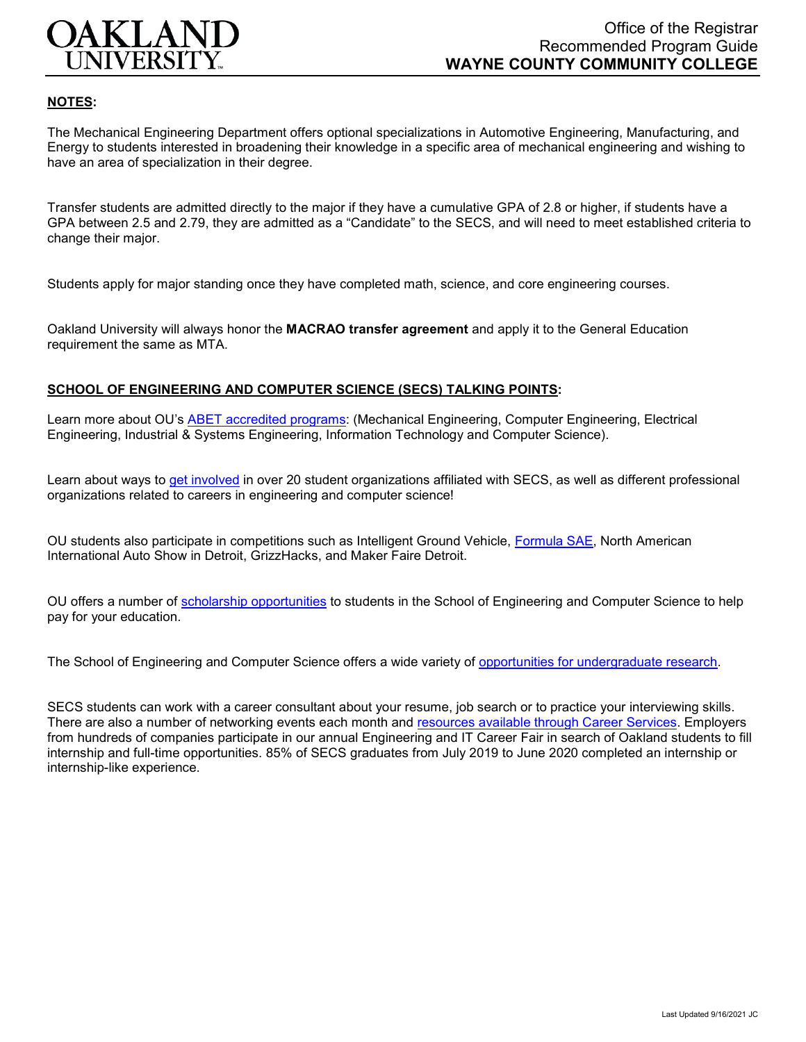**NOTES:**

The Mechanical Engineering Department offers optional specializations in Automotive Engineering, Manufacturing, and Energy to students interested in broadening their knowledge in a specific area of mechanical engineering and wishing to have an area of specialization in their degree.

Transfer students are admitted directly to the major if they have a cumulative GPA of 2.8 or higher, if students have a GPA between 2.5 and 2.79, they are admitted as a "Candidate" to the SECS, and will need to meet established criteria to change their major.

Students apply for major standing once they have completed math, science, and core engineering courses.

Oakland University will always honor the **MACRAO transfer agreement** and apply it to the General Education requirement the same as MTA.

**SCHOOL OF ENGINEERING AND COMPUTER SCIENCE (SECS) TALKING POINTS:**

Learn more about OU's ABET accredited programs: (Mechanical Engineering, Computer Engineering, Electrical Engineering, Industrial & Systems Engineering, Information Technology and Computer Science).

Learn about ways to get involved in over 20 student organizations affiliated with SECS, as well as different professional organizations related to careers in engineering and computer science!

OU students also participate in competitions such as Intelligent Ground Vehicle, Formula SAE, North American International Auto Show in Detroit, GrizzHacks, and Maker Faire Detroit.

OU offers a number of scholarship opportunities to students in the School of Engineering and Computer Science to help pay for your education.

The School of Engineering and Computer Science offers a wide variety of opportunities for undergraduate research.

SECS students can work with a career consultant about your resume, job search or to practice your interviewing skills. There are also a number of networking events each month and resources available through Career Services. Employers from hundreds of companies participate in our annual Engineering and IT Career Fair in search of Oakland students to fill internship and full-time opportunities. 85% of SECS graduates from July 2019 to June 2020 completed an internship or internship-like experience.